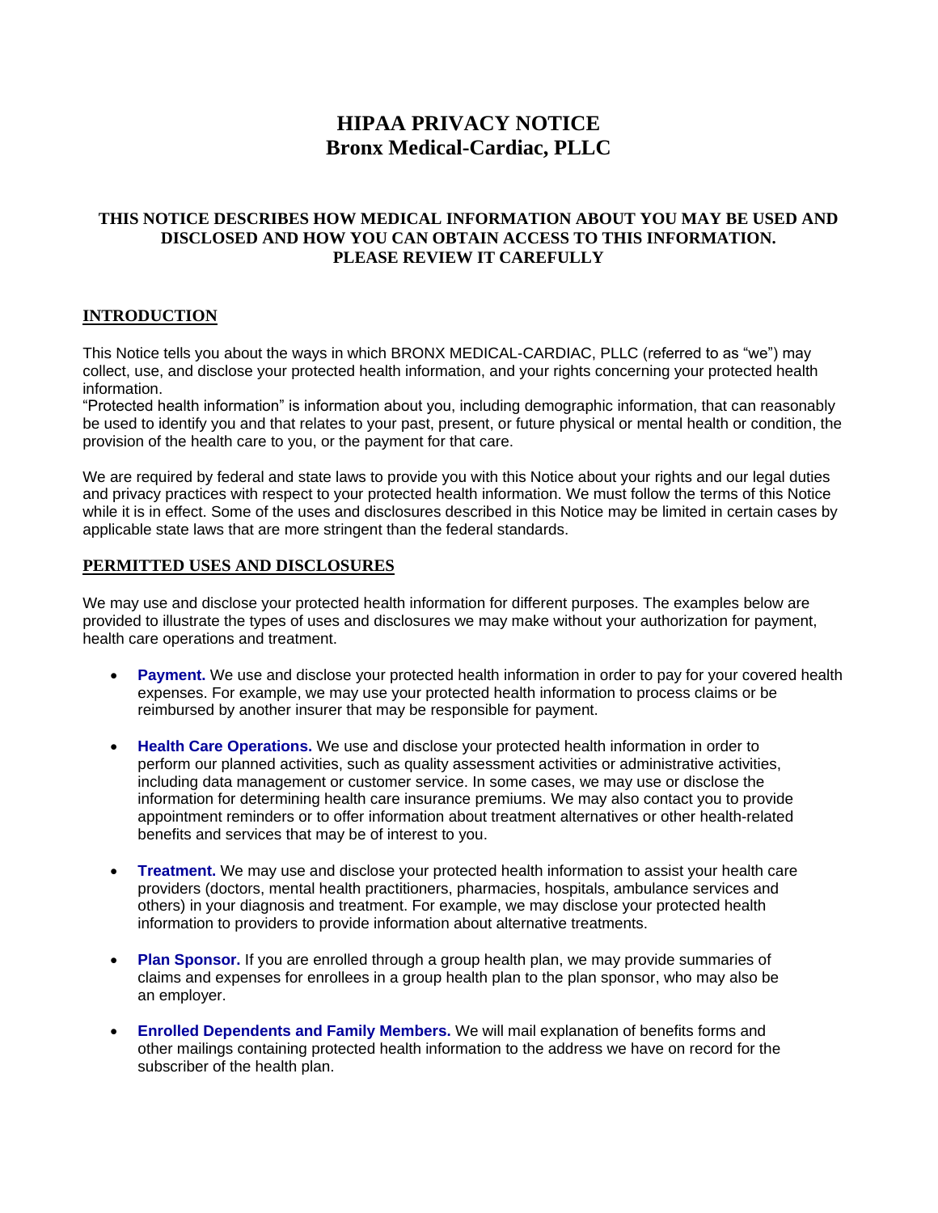# HIPAA PRIVACY NOTICE
# Bronx Medical-Cardiac, PLLC

**THIS NOTICE DESCRIBES HOW MEDICAL INFORMATION ABOUT YOU MAY BE USED AND DISCLOSED AND HOW YOU CAN OBTAIN ACCESS TO THIS INFORMATION. PLEASE REVIEW IT CAREFULLY**

## INTRODUCTION

This Notice tells you about the ways in which BRONX MEDICAL-CARDIAC, PLLC (referred to as "we") may collect, use, and disclose your protected health information, and your rights concerning your protected health information.
"Protected health information" is information about you, including demographic information, that can reasonably be used to identify you and that relates to your past, present, or future physical or mental health or condition, the provision of the health care to you, or the payment for that care.

We are required by federal and state laws to provide you with this Notice about your rights and our legal duties and privacy practices with respect to your protected health information. We must follow the terms of this Notice while it is in effect. Some of the uses and disclosures described in this Notice may be limited in certain cases by applicable state laws that are more stringent than the federal standards.

## PERMITTED USES AND DISCLOSURES

We may use and disclose your protected health information for different purposes. The examples below are provided to illustrate the types of uses and disclosures we may make without your authorization for payment, health care operations and treatment.

- **Payment.** We use and disclose your protected health information in order to pay for your covered health expenses. For example, we may use your protected health information to process claims or be reimbursed by another insurer that may be responsible for payment.

- **Health Care Operations.** We use and disclose your protected health information in order to perform our planned activities, such as quality assessment activities or administrative activities, including data management or customer service. In some cases, we may use or disclose the information for determining health care insurance premiums. We may also contact you to provide appointment reminders or to offer information about treatment alternatives or other health-related benefits and services that may be of interest to you.

- **Treatment.** We may use and disclose your protected health information to assist your health care providers (doctors, mental health practitioners, pharmacies, hospitals, ambulance services and others) in your diagnosis and treatment. For example, we may disclose your protected health information to providers to provide information about alternative treatments.

- **Plan Sponsor.** If you are enrolled through a group health plan, we may provide summaries of claims and expenses for enrollees in a group health plan to the plan sponsor, who may also be an employer.

- **Enrolled Dependents and Family Members.** We will mail explanation of benefits forms and other mailings containing protected health information to the address we have on record for the subscriber of the health plan.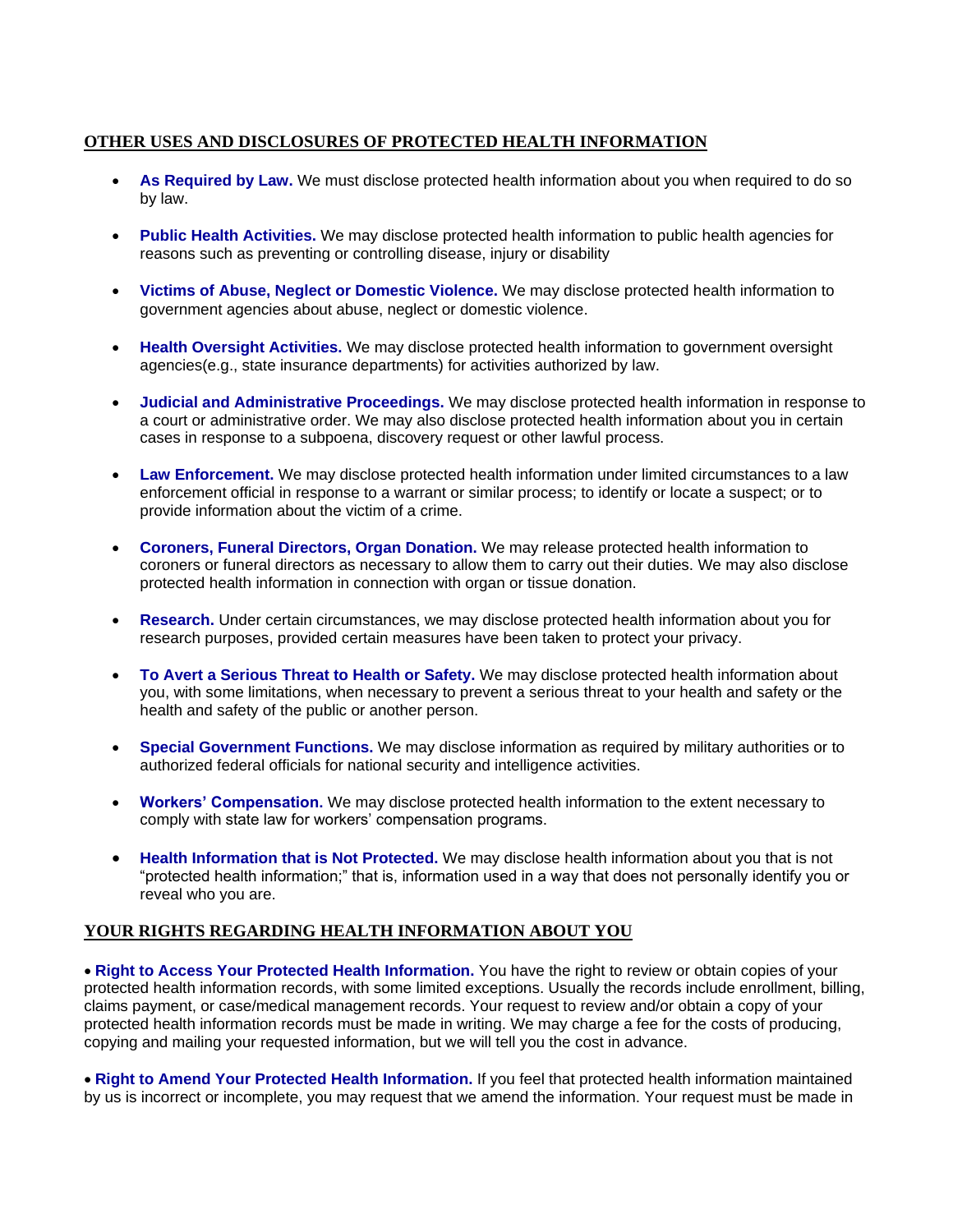## OTHER USES AND DISCLOSURES OF PROTECTED HEALTH INFORMATION

- **As Required by Law.** We must disclose protected health information about you when required to do so by law.
- **Public Health Activities.** We may disclose protected health information to public health agencies for reasons such as preventing or controlling disease, injury or disability
- **Victims of Abuse, Neglect or Domestic Violence.** We may disclose protected health information to government agencies about abuse, neglect or domestic violence.
- **Health Oversight Activities.** We may disclose protected health information to government oversight agencies(e.g., state insurance departments) for activities authorized by law.
- **Judicial and Administrative Proceedings.** We may disclose protected health information in response to a court or administrative order. We may also disclose protected health information about you in certain cases in response to a subpoena, discovery request or other lawful process.
- **Law Enforcement.** We may disclose protected health information under limited circumstances to a law enforcement official in response to a warrant or similar process; to identify or locate a suspect; or to provide information about the victim of a crime.
- **Coroners, Funeral Directors, Organ Donation.** We may release protected health information to coroners or funeral directors as necessary to allow them to carry out their duties. We may also disclose protected health information in connection with organ or tissue donation.
- **Research.** Under certain circumstances, we may disclose protected health information about you for research purposes, provided certain measures have been taken to protect your privacy.
- **To Avert a Serious Threat to Health or Safety.** We may disclose protected health information about you, with some limitations, when necessary to prevent a serious threat to your health and safety or the health and safety of the public or another person.
- **Special Government Functions.** We may disclose information as required by military authorities or to authorized federal officials for national security and intelligence activities.
- **Workers' Compensation.** We may disclose protected health information to the extent necessary to comply with state law for workers' compensation programs.
- **Health Information that is Not Protected.** We may disclose health information about you that is not "protected health information;" that is, information used in a way that does not personally identify you or reveal who you are.

## YOUR RIGHTS REGARDING HEALTH INFORMATION ABOUT YOU

- **Right to Access Your Protected Health Information.** You have the right to review or obtain copies of your protected health information records, with some limited exceptions. Usually the records include enrollment, billing, claims payment, or case/medical management records. Your request to review and/or obtain a copy of your protected health information records must be made in writing. We may charge a fee for the costs of producing, copying and mailing your requested information, but we will tell you the cost in advance.

- **Right to Amend Your Protected Health Information.** If you feel that protected health information maintained by us is incorrect or incomplete, you may request that we amend the information. Your request must be made in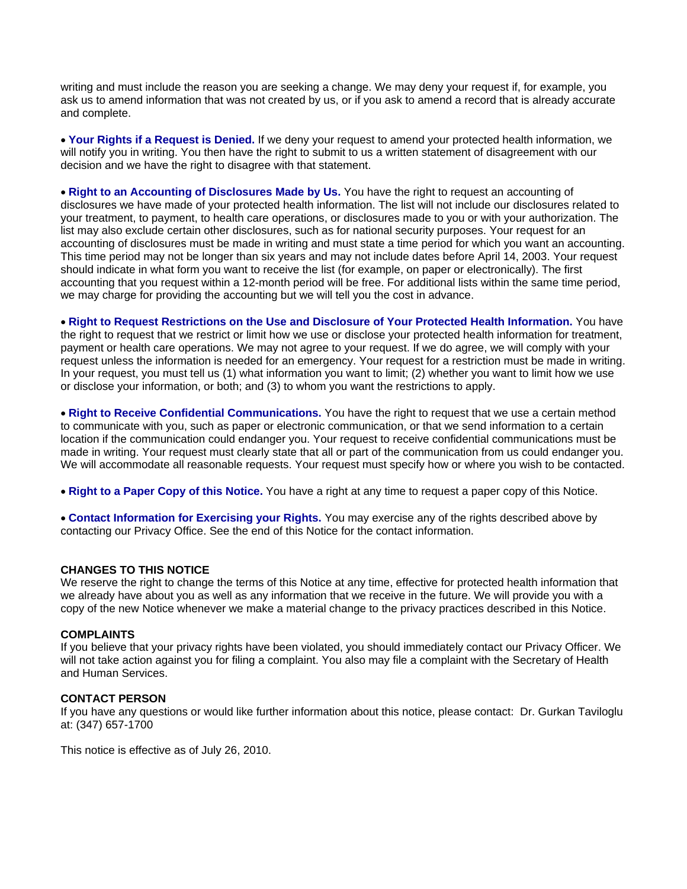writing and must include the reason you are seeking a change. We may deny your request if, for example, you ask us to amend information that was not created by us, or if you ask to amend a record that is already accurate and complete.

- **Your Rights if a Request is Denied.** If we deny your request to amend your protected health information, we will notify you in writing. You then have the right to submit to us a written statement of disagreement with our decision and we have the right to disagree with that statement.

- **Right to an Accounting of Disclosures Made by Us.** You have the right to request an accounting of disclosures we have made of your protected health information. The list will not include our disclosures related to your treatment, to payment, to health care operations, or disclosures made to you or with your authorization. The list may also exclude certain other disclosures, such as for national security purposes. Your request for an accounting of disclosures must be made in writing and must state a time period for which you want an accounting. This time period may not be longer than six years and may not include dates before April 14, 2003. Your request should indicate in what form you want to receive the list (for example, on paper or electronically). The first accounting that you request within a 12-month period will be free. For additional lists within the same time period, we may charge for providing the accounting but we will tell you the cost in advance.

- **Right to Request Restrictions on the Use and Disclosure of Your Protected Health Information.** You have the right to request that we restrict or limit how we use or disclose your protected health information for treatment, payment or health care operations. We may not agree to your request. If we do agree, we will comply with your request unless the information is needed for an emergency. Your request for a restriction must be made in writing. In your request, you must tell us (1) what information you want to limit; (2) whether you want to limit how we use or disclose your information, or both; and (3) to whom you want the restrictions to apply.

- **Right to Receive Confidential Communications.** You have the right to request that we use a certain method to communicate with you, such as paper or electronic communication, or that we send information to a certain location if the communication could endanger you. Your request to receive confidential communications must be made in writing. Your request must clearly state that all or part of the communication from us could endanger you. We will accommodate all reasonable requests. Your request must specify how or where you wish to be contacted.

- **Right to a Paper Copy of this Notice.** You have a right at any time to request a paper copy of this Notice.

- **Contact Information for Exercising your Rights.** You may exercise any of the rights described above by contacting our Privacy Office. See the end of this Notice for the contact information.

**CHANGES TO THIS NOTICE**

We reserve the right to change the terms of this Notice at any time, effective for protected health information that we already have about you as well as any information that we receive in the future. We will provide you with a copy of the new Notice whenever we make a material change to the privacy practices described in this Notice.

**COMPLAINTS**

If you believe that your privacy rights have been violated, you should immediately contact our Privacy Officer. We will not take action against you for filing a complaint. You also may file a complaint with the Secretary of Health and Human Services.

**CONTACT PERSON**

If you have any questions or would like further information about this notice, please contact: Dr. Gurkan Taviloglu at: (347) 657-1700

This notice is effective as of July 26, 2010.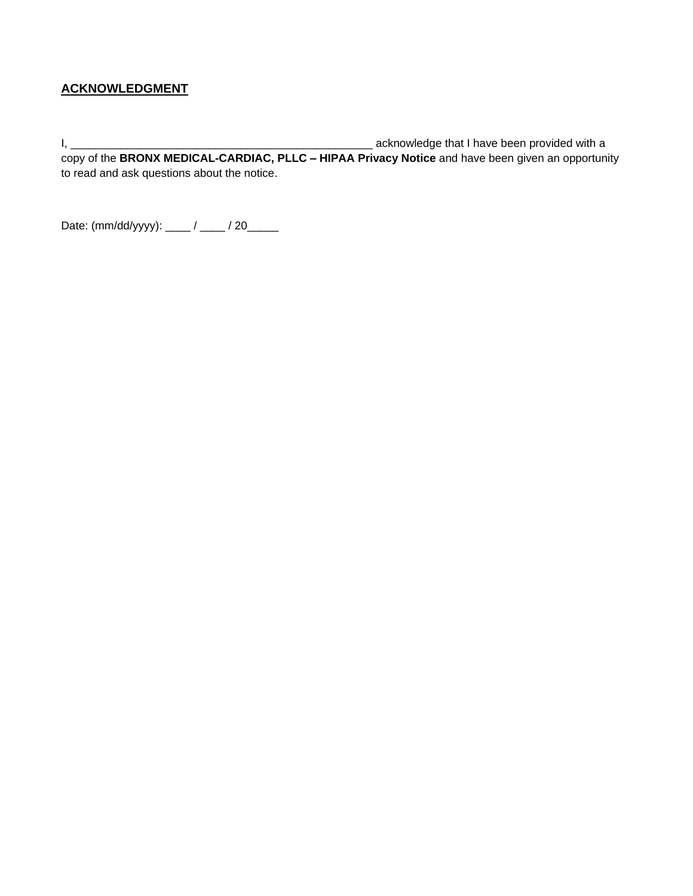**ACKNOWLEDGMENT**

I, _________________________________________________ acknowledge that I have been provided with a copy of the **BRONX MEDICAL-CARDIAC, PLLC – HIPAA Privacy Notice** and have been given an opportunity to read and ask questions about the notice.

Date: (mm/dd/yyyy): ____ / ____ / 20_____